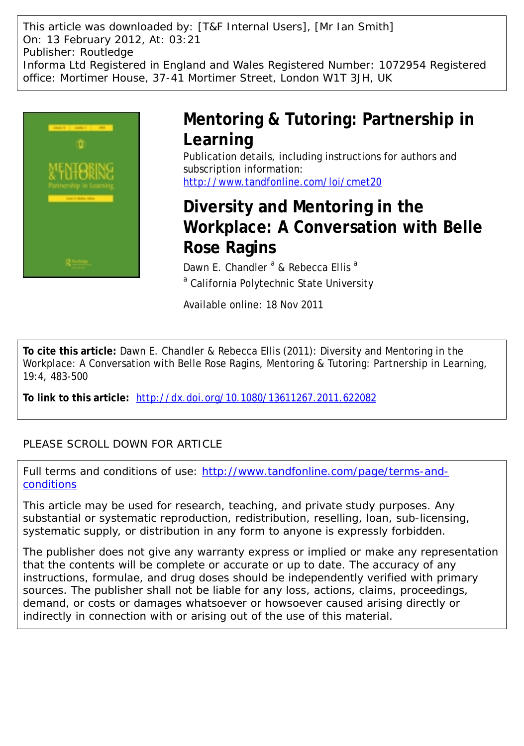This article was downloaded by: [T&F Internal Users], [Mr Ian Smith]
On: 13 February 2012, At: 03:21
Publisher: Routledge
Informa Ltd Registered in England and Wales Registered Number: 1072954 Registered office: Mortimer House, 37-41 Mortimer Street, London W1T 3JH, UK

# Mentoring & Tutoring: Partnership in Learning

Publication details, including instructions for authors and subscription information:
http://www.tandfonline.com/loi/cmet20

# Diversity and Mentoring in the Workplace: A Conversation with Belle Rose Ragins

Dawn E. Chandler [a] & Rebecca Ellis [a]

[a] California Polytechnic State University

Available online: 18 Nov 2011

**To cite this article:** Dawn E. Chandler & Rebecca Ellis (2011): Diversity and Mentoring in the Workplace: A Conversation with Belle Rose Ragins, Mentoring & Tutoring: Partnership in Learning, 19:4, 483-500

**To link to this article:** http://dx.doi.org/10.1080/13611267.2011.622082

PLEASE SCROLL DOWN FOR ARTICLE

Full terms and conditions of use: http://www.tandfonline.com/page/terms-and-conditions

This article may be used for research, teaching, and private study purposes. Any substantial or systematic reproduction, redistribution, reselling, loan, sub-licensing, systematic supply, or distribution in any form to anyone is expressly forbidden.

The publisher does not give any warranty express or implied or make any representation that the contents will be complete or accurate or up to date. The accuracy of any instructions, formulae, and drug doses should be independently verified with primary sources. The publisher shall not be liable for any loss, actions, claims, proceedings, demand, or costs or damages whatsoever or howsoever caused arising directly or indirectly in connection with or arising out of the use of this material.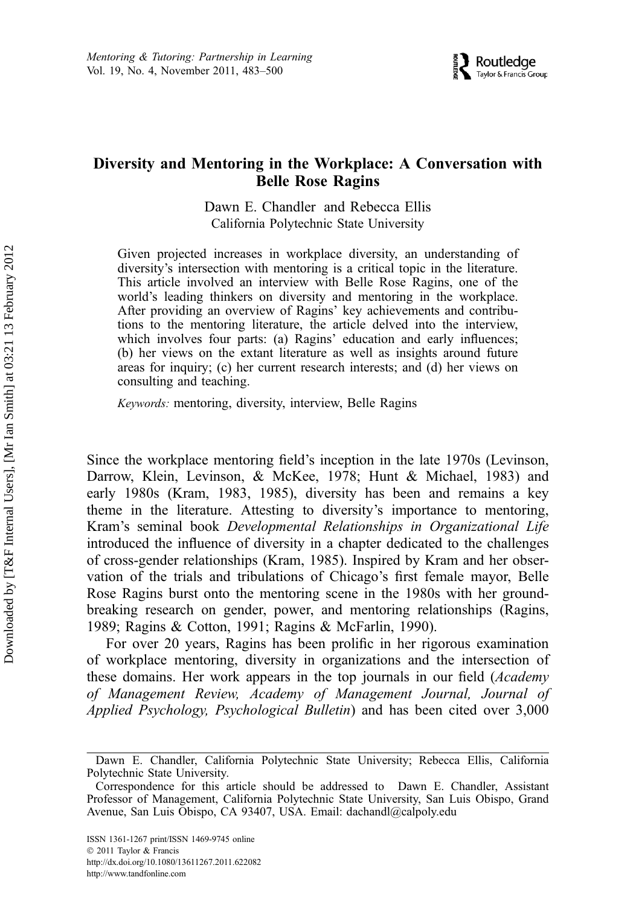# Diversity and Mentoring in the Workplace: A Conversation with Belle Rose Ragins

Dawn E. Chandler and Rebecca Ellis
California Polytechnic State University

Given projected increases in workplace diversity, an understanding of diversity's intersection with mentoring is a critical topic in the literature. This article involved an interview with Belle Rose Ragins, one of the world's leading thinkers on diversity and mentoring in the workplace. After providing an overview of Ragins' key achievements and contributions to the mentoring literature, the article delved into the interview, which involves four parts: (a) Ragins' education and early influences; (b) her views on the extant literature as well as insights around future areas for inquiry; (c) her current research interests; and (d) her views on consulting and teaching.

*Keywords:* mentoring, diversity, interview, Belle Ragins

Since the workplace mentoring field's inception in the late 1970s (Levinson, Darrow, Klein, Levinson, & McKee, 1978; Hunt & Michael, 1983) and early 1980s (Kram, 1983, 1985), diversity has been and remains a key theme in the literature. Attesting to diversity's importance to mentoring, Kram's seminal book *Developmental Relationships in Organizational Life* introduced the influence of diversity in a chapter dedicated to the challenges of cross-gender relationships (Kram, 1985). Inspired by Kram and her observation of the trials and tribulations of Chicago's first female mayor, Belle Rose Ragins burst onto the mentoring scene in the 1980s with her groundbreaking research on gender, power, and mentoring relationships (Ragins, 1989; Ragins & Cotton, 1991; Ragins & McFarlin, 1990).

For over 20 years, Ragins has been prolific in her rigorous examination of workplace mentoring, diversity in organizations and the intersection of these domains. Her work appears in the top journals in our field (*Academy of Management Review, Academy of Management Journal, Journal of Applied Psychology, Psychological Bulletin*) and has been cited over 3,000

---

Dawn E. Chandler, California Polytechnic State University; Rebecca Ellis, California Polytechnic State University.

Correspondence for this article should be addressed to Dawn E. Chandler, Assistant Professor of Management, California Polytechnic State University, San Luis Obispo, Grand Avenue, San Luis Obispo, CA 93407, USA. Email: dachandl@calpoly.edu

ISSN 1361-1267 print/ISSN 1469-9745 online
© 2011 Taylor & Francis
http://dx.doi.org/10.1080/13611267.2011.622082
http://www.tandfonline.com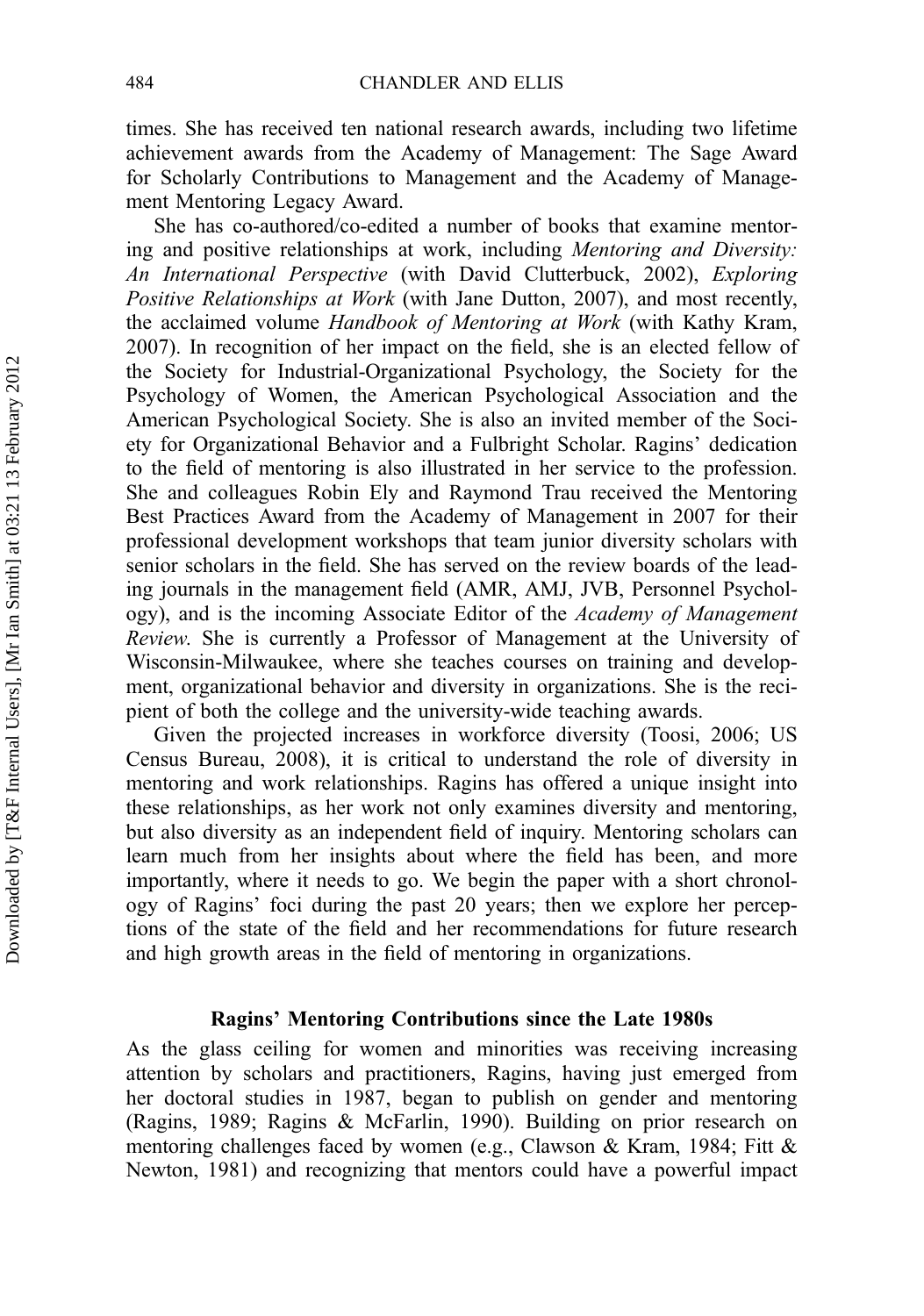times. She has received ten national research awards, including two lifetime achievement awards from the Academy of Management: The Sage Award for Scholarly Contributions to Management and the Academy of Management Mentoring Legacy Award.

She has co-authored/co-edited a number of books that examine mentoring and positive relationships at work, including *Mentoring and Diversity: An International Perspective* (with David Clutterbuck, 2002), *Exploring Positive Relationships at Work* (with Jane Dutton, 2007), and most recently, the acclaimed volume *Handbook of Mentoring at Work* (with Kathy Kram, 2007). In recognition of her impact on the field, she is an elected fellow of the Society for Industrial-Organizational Psychology, the Society for the Psychology of Women, the American Psychological Association and the American Psychological Society. She is also an invited member of the Society for Organizational Behavior and a Fulbright Scholar. Ragins' dedication to the field of mentoring is also illustrated in her service to the profession. She and colleagues Robin Ely and Raymond Trau received the Mentoring Best Practices Award from the Academy of Management in 2007 for their professional development workshops that team junior diversity scholars with senior scholars in the field. She has served on the review boards of the leading journals in the management field (AMR, AMJ, JVB, Personnel Psychology), and is the incoming Associate Editor of the *Academy of Management Review*. She is currently a Professor of Management at the University of Wisconsin-Milwaukee, where she teaches courses on training and development, organizational behavior and diversity in organizations. She is the recipient of both the college and the university-wide teaching awards.

Given the projected increases in workforce diversity (Toosi, 2006; US Census Bureau, 2008), it is critical to understand the role of diversity in mentoring and work relationships. Ragins has offered a unique insight into these relationships, as her work not only examines diversity and mentoring, but also diversity as an independent field of inquiry. Mentoring scholars can learn much from her insights about where the field has been, and more importantly, where it needs to go. We begin the paper with a short chronology of Ragins' foci during the past 20 years; then we explore her perceptions of the state of the field and her recommendations for future research and high growth areas in the field of mentoring in organizations.

## Ragins' Mentoring Contributions since the Late 1980s

As the glass ceiling for women and minorities was receiving increasing attention by scholars and practitioners, Ragins, having just emerged from her doctoral studies in 1987, began to publish on gender and mentoring (Ragins, 1989; Ragins & McFarlin, 1990). Building on prior research on mentoring challenges faced by women (e.g., Clawson & Kram, 1984; Fitt & Newton, 1981) and recognizing that mentors could have a powerful impact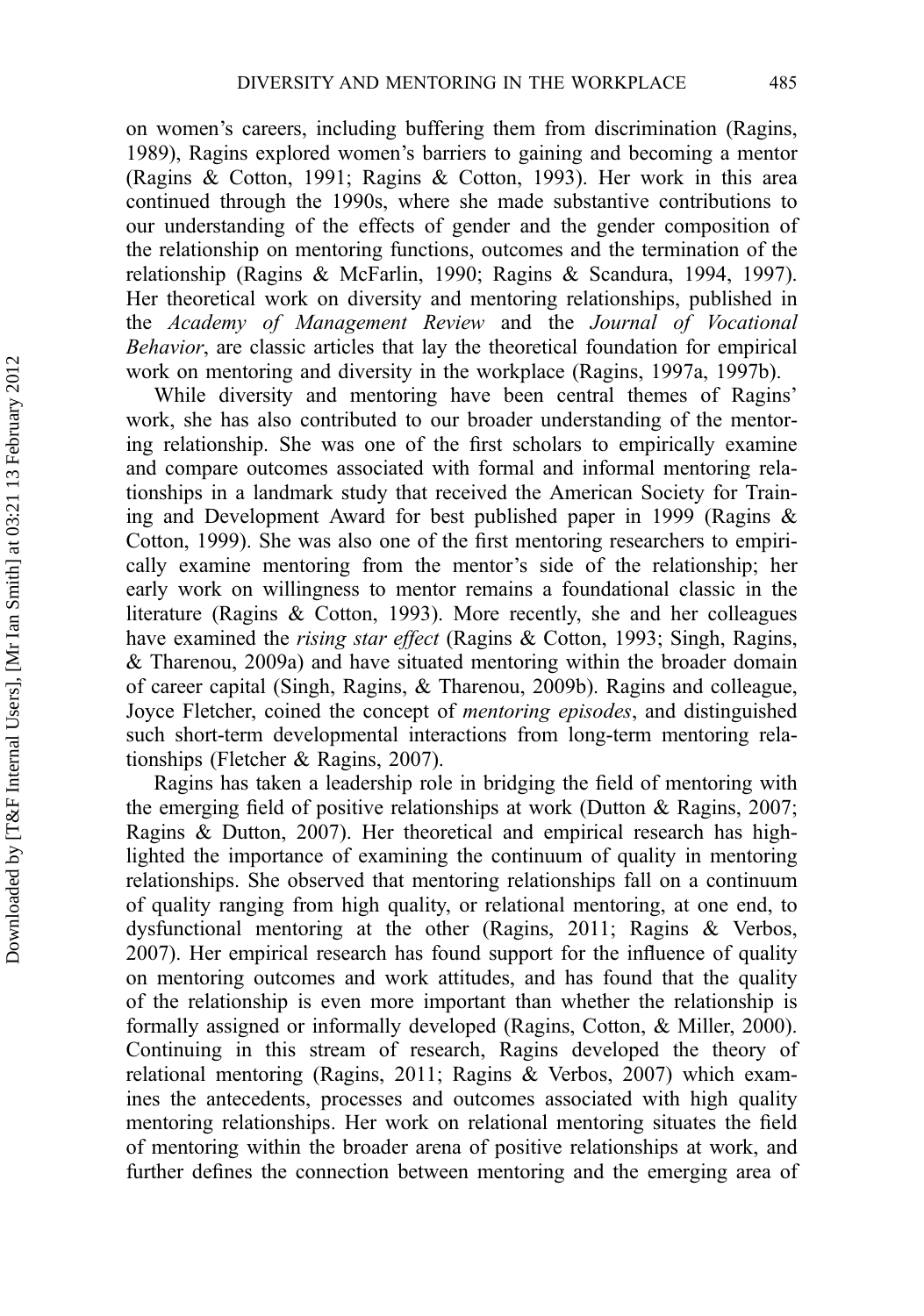on women's careers, including buffering them from discrimination (Ragins, 1989), Ragins explored women's barriers to gaining and becoming a mentor (Ragins & Cotton, 1991; Ragins & Cotton, 1993). Her work in this area continued through the 1990s, where she made substantive contributions to our understanding of the effects of gender and the gender composition of the relationship on mentoring functions, outcomes and the termination of the relationship (Ragins & McFarlin, 1990; Ragins & Scandura, 1994, 1997). Her theoretical work on diversity and mentoring relationships, published in the *Academy of Management Review* and the *Journal of Vocational Behavior*, are classic articles that lay the theoretical foundation for empirical work on mentoring and diversity in the workplace (Ragins, 1997a, 1997b).

While diversity and mentoring have been central themes of Ragins' work, she has also contributed to our broader understanding of the mentoring relationship. She was one of the first scholars to empirically examine and compare outcomes associated with formal and informal mentoring relationships in a landmark study that received the American Society for Training and Development Award for best published paper in 1999 (Ragins & Cotton, 1999). She was also one of the first mentoring researchers to empirically examine mentoring from the mentor's side of the relationship; her early work on willingness to mentor remains a foundational classic in the literature (Ragins & Cotton, 1993). More recently, she and her colleagues have examined the *rising star effect* (Ragins & Cotton, 1993; Singh, Ragins, & Tharenou, 2009a) and have situated mentoring within the broader domain of career capital (Singh, Ragins, & Tharenou, 2009b). Ragins and colleague, Joyce Fletcher, coined the concept of *mentoring episodes*, and distinguished such short-term developmental interactions from long-term mentoring relationships (Fletcher & Ragins, 2007).

Ragins has taken a leadership role in bridging the field of mentoring with the emerging field of positive relationships at work (Dutton & Ragins, 2007; Ragins & Dutton, 2007). Her theoretical and empirical research has highlighted the importance of examining the continuum of quality in mentoring relationships. She observed that mentoring relationships fall on a continuum of quality ranging from high quality, or relational mentoring, at one end, to dysfunctional mentoring at the other (Ragins, 2011; Ragins & Verbos, 2007). Her empirical research has found support for the influence of quality on mentoring outcomes and work attitudes, and has found that the quality of the relationship is even more important than whether the relationship is formally assigned or informally developed (Ragins, Cotton, & Miller, 2000). Continuing in this stream of research, Ragins developed the theory of relational mentoring (Ragins, 2011; Ragins & Verbos, 2007) which examines the antecedents, processes and outcomes associated with high quality mentoring relationships. Her work on relational mentoring situates the field of mentoring within the broader arena of positive relationships at work, and further defines the connection between mentoring and the emerging area of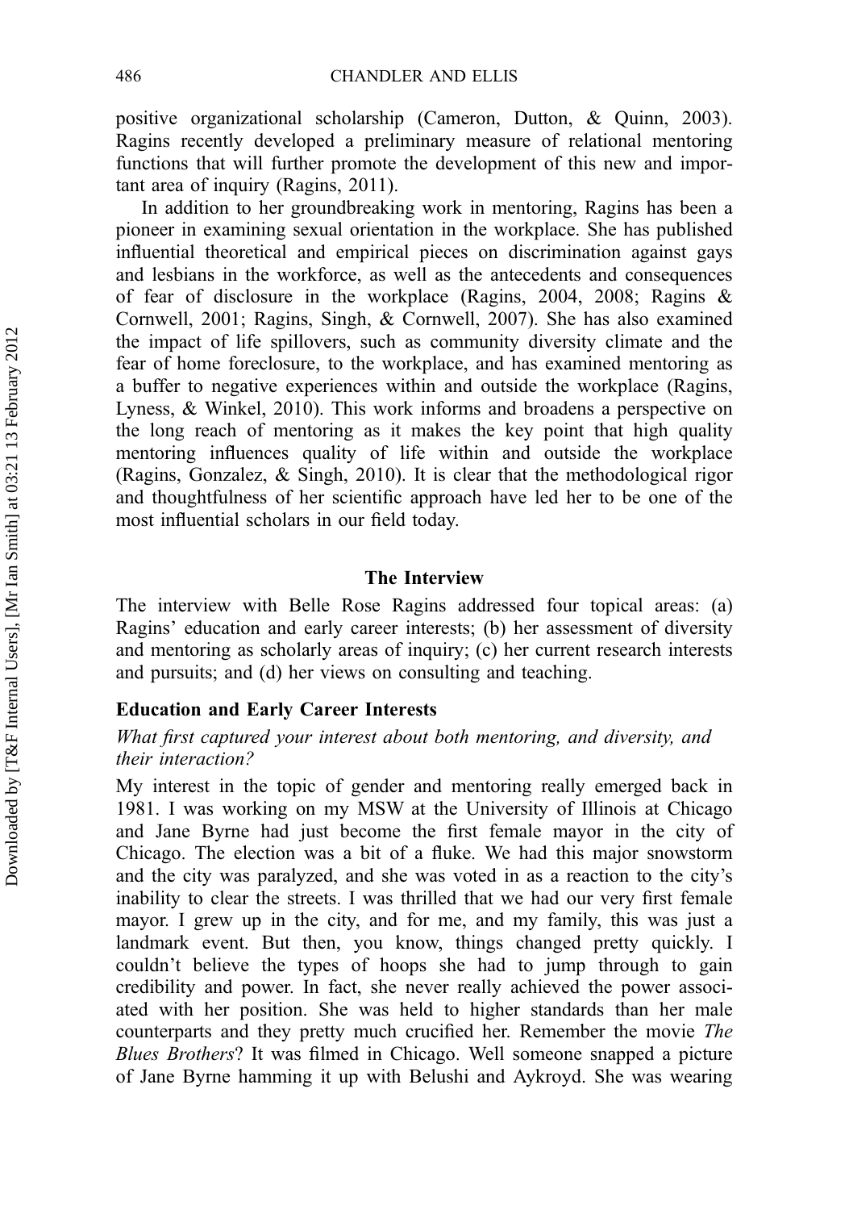positive organizational scholarship (Cameron, Dutton, & Quinn, 2003). Ragins recently developed a preliminary measure of relational mentoring functions that will further promote the development of this new and important area of inquiry (Ragins, 2011).

In addition to her groundbreaking work in mentoring, Ragins has been a pioneer in examining sexual orientation in the workplace. She has published influential theoretical and empirical pieces on discrimination against gays and lesbians in the workforce, as well as the antecedents and consequences of fear of disclosure in the workplace (Ragins, 2004, 2008; Ragins & Cornwell, 2001; Ragins, Singh, & Cornwell, 2007). She has also examined the impact of life spillovers, such as community diversity climate and the fear of home foreclosure, to the workplace, and has examined mentoring as a buffer to negative experiences within and outside the workplace (Ragins, Lyness, & Winkel, 2010). This work informs and broadens a perspective on the long reach of mentoring as it makes the key point that high quality mentoring influences quality of life within and outside the workplace (Ragins, Gonzalez, & Singh, 2010). It is clear that the methodological rigor and thoughtfulness of her scientific approach have led her to be one of the most influential scholars in our field today.

## The Interview

The interview with Belle Rose Ragins addressed four topical areas: (a) Ragins' education and early career interests; (b) her assessment of diversity and mentoring as scholarly areas of inquiry; (c) her current research interests and pursuits; and (d) her views on consulting and teaching.

### Education and Early Career Interests

*What first captured your interest about both mentoring, and diversity, and their interaction?*

My interest in the topic of gender and mentoring really emerged back in 1981. I was working on my MSW at the University of Illinois at Chicago and Jane Byrne had just become the first female mayor in the city of Chicago. The election was a bit of a fluke. We had this major snowstorm and the city was paralyzed, and she was voted in as a reaction to the city's inability to clear the streets. I was thrilled that we had our very first female mayor. I grew up in the city, and for me, and my family, this was just a landmark event. But then, you know, things changed pretty quickly. I couldn't believe the types of hoops she had to jump through to gain credibility and power. In fact, she never really achieved the power associated with her position. She was held to higher standards than her male counterparts and they pretty much crucified her. Remember the movie *The Blues Brothers*? It was filmed in Chicago. Well someone snapped a picture of Jane Byrne hamming it up with Belushi and Aykroyd. She was wearing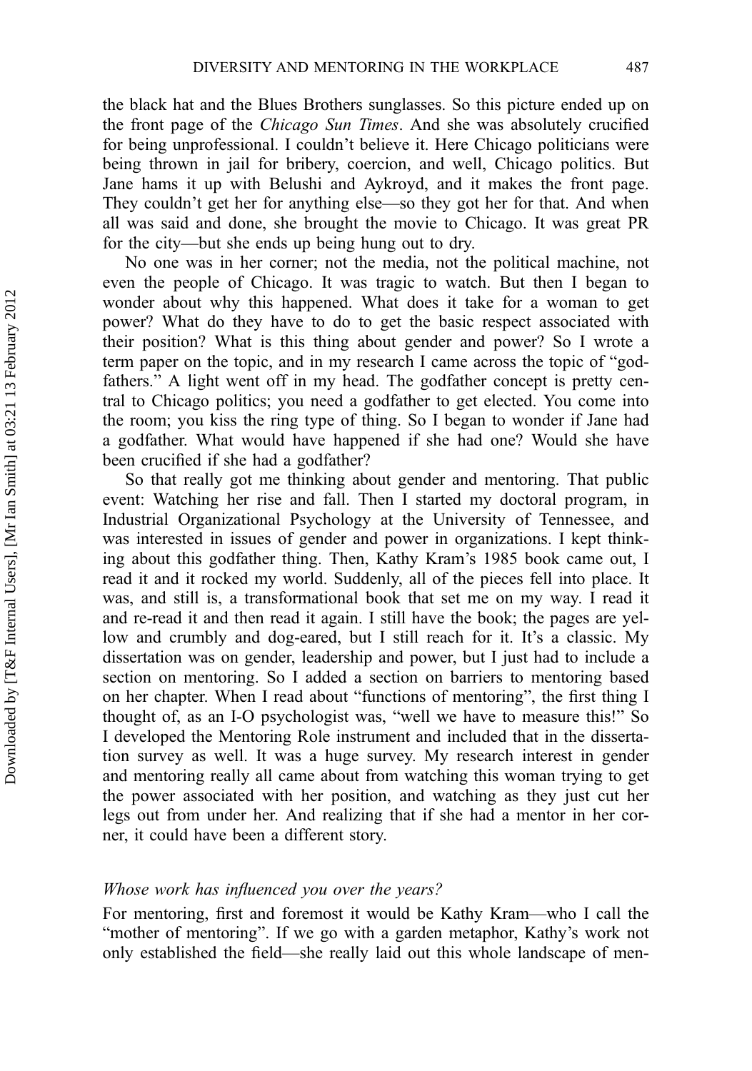the black hat and the Blues Brothers sunglasses. So this picture ended up on the front page of the *Chicago Sun Times*. And she was absolutely crucified for being unprofessional. I couldn't believe it. Here Chicago politicians were being thrown in jail for bribery, coercion, and well, Chicago politics. But Jane hams it up with Belushi and Aykroyd, and it makes the front page. They couldn't get her for anything else—so they got her for that. And when all was said and done, she brought the movie to Chicago. It was great PR for the city—but she ends up being hung out to dry.

No one was in her corner; not the media, not the political machine, not even the people of Chicago. It was tragic to watch. But then I began to wonder about why this happened. What does it take for a woman to get power? What do they have to do to get the basic respect associated with their position? What is this thing about gender and power? So I wrote a term paper on the topic, and in my research I came across the topic of "godfathers." A light went off in my head. The godfather concept is pretty central to Chicago politics; you need a godfather to get elected. You come into the room; you kiss the ring type of thing. So I began to wonder if Jane had a godfather. What would have happened if she had one? Would she have been crucified if she had a godfather?

So that really got me thinking about gender and mentoring. That public event: Watching her rise and fall. Then I started my doctoral program, in Industrial Organizational Psychology at the University of Tennessee, and was interested in issues of gender and power in organizations. I kept thinking about this godfather thing. Then, Kathy Kram's 1985 book came out, I read it and it rocked my world. Suddenly, all of the pieces fell into place. It was, and still is, a transformational book that set me on my way. I read it and re-read it and then read it again. I still have the book; the pages are yellow and crumbly and dog-eared, but I still reach for it. It's a classic. My dissertation was on gender, leadership and power, but I just had to include a section on mentoring. So I added a section on barriers to mentoring based on her chapter. When I read about "functions of mentoring", the first thing I thought of, as an I-O psychologist was, "well we have to measure this!" So I developed the Mentoring Role instrument and included that in the dissertation survey as well. It was a huge survey. My research interest in gender and mentoring really all came about from watching this woman trying to get the power associated with her position, and watching as they just cut her legs out from under her. And realizing that if she had a mentor in her corner, it could have been a different story.

### *Whose work has influenced you over the years?*

For mentoring, first and foremost it would be Kathy Kram—who I call the "mother of mentoring". If we go with a garden metaphor, Kathy's work not only established the field—she really laid out this whole landscape of men-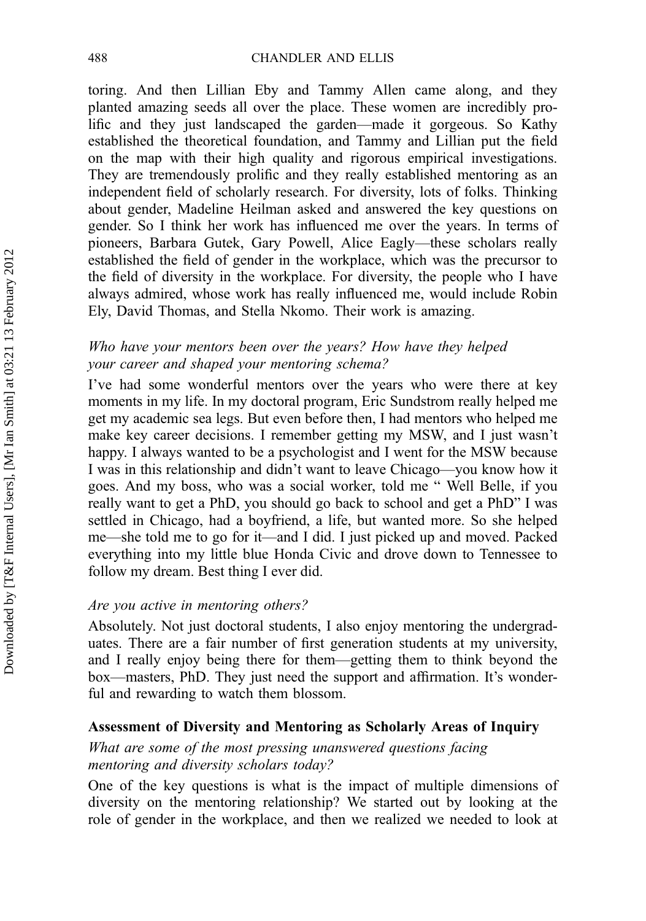toring. And then Lillian Eby and Tammy Allen came along, and they planted amazing seeds all over the place. These women are incredibly prolific and they just landscaped the garden—made it gorgeous. So Kathy established the theoretical foundation, and Tammy and Lillian put the field on the map with their high quality and rigorous empirical investigations. They are tremendously prolific and they really established mentoring as an independent field of scholarly research. For diversity, lots of folks. Thinking about gender, Madeline Heilman asked and answered the key questions on gender. So I think her work has influenced me over the years. In terms of pioneers, Barbara Gutek, Gary Powell, Alice Eagly—these scholars really established the field of gender in the workplace, which was the precursor to the field of diversity in the workplace. For diversity, the people who I have always admired, whose work has really influenced me, would include Robin Ely, David Thomas, and Stella Nkomo. Their work is amazing.

*Who have your mentors been over the years? How have they helped your career and shaped your mentoring schema?*

I've had some wonderful mentors over the years who were there at key moments in my life. In my doctoral program, Eric Sundstrom really helped me get my academic sea legs. But even before then, I had mentors who helped me make key career decisions. I remember getting my MSW, and I just wasn't happy. I always wanted to be a psychologist and I went for the MSW because I was in this relationship and didn't want to leave Chicago—you know how it goes. And my boss, who was a social worker, told me " Well Belle, if you really want to get a PhD, you should go back to school and get a PhD" I was settled in Chicago, had a boyfriend, a life, but wanted more. So she helped me—she told me to go for it—and I did. I just picked up and moved. Packed everything into my little blue Honda Civic and drove down to Tennessee to follow my dream. Best thing I ever did.

*Are you active in mentoring others?*

Absolutely. Not just doctoral students, I also enjoy mentoring the undergraduates. There are a fair number of first generation students at my university, and I really enjoy being there for them—getting them to think beyond the box—masters, PhD. They just need the support and affirmation. It's wonderful and rewarding to watch them blossom.

## Assessment of Diversity and Mentoring as Scholarly Areas of Inquiry

*What are some of the most pressing unanswered questions facing mentoring and diversity scholars today?*

One of the key questions is what is the impact of multiple dimensions of diversity on the mentoring relationship? We started out by looking at the role of gender in the workplace, and then we realized we needed to look at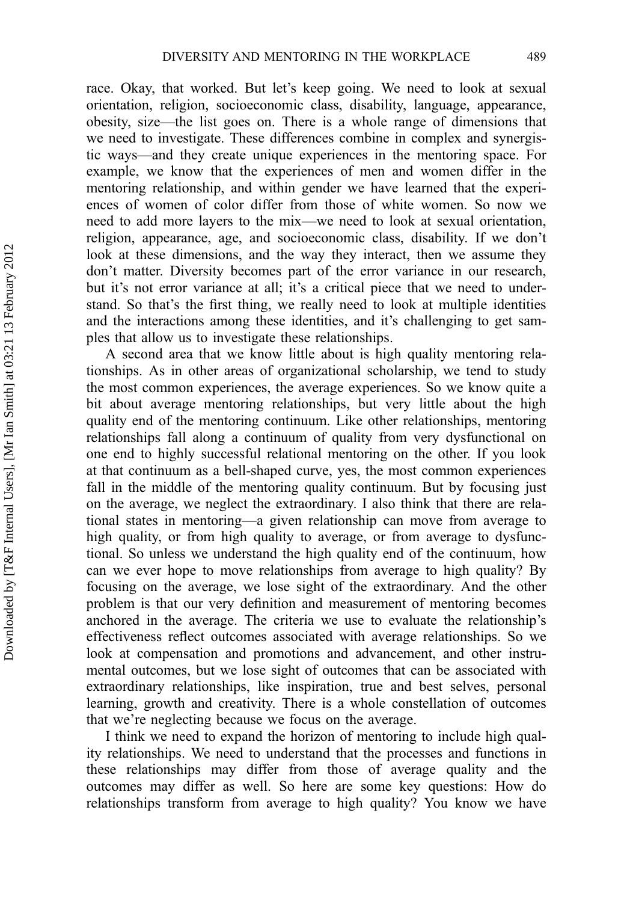race. Okay, that worked. But let's keep going. We need to look at sexual orientation, religion, socioeconomic class, disability, language, appearance, obesity, size—the list goes on. There is a whole range of dimensions that we need to investigate. These differences combine in complex and synergistic ways—and they create unique experiences in the mentoring space. For example, we know that the experiences of men and women differ in the mentoring relationship, and within gender we have learned that the experiences of women of color differ from those of white women. So now we need to add more layers to the mix—we need to look at sexual orientation, religion, appearance, age, and socioeconomic class, disability. If we don't look at these dimensions, and the way they interact, then we assume they don't matter. Diversity becomes part of the error variance in our research, but it's not error variance at all; it's a critical piece that we need to understand. So that's the first thing, we really need to look at multiple identities and the interactions among these identities, and it's challenging to get samples that allow us to investigate these relationships.

A second area that we know little about is high quality mentoring relationships. As in other areas of organizational scholarship, we tend to study the most common experiences, the average experiences. So we know quite a bit about average mentoring relationships, but very little about the high quality end of the mentoring continuum. Like other relationships, mentoring relationships fall along a continuum of quality from very dysfunctional on one end to highly successful relational mentoring on the other. If you look at that continuum as a bell-shaped curve, yes, the most common experiences fall in the middle of the mentoring quality continuum. But by focusing just on the average, we neglect the extraordinary. I also think that there are relational states in mentoring—a given relationship can move from average to high quality, or from high quality to average, or from average to dysfunctional. So unless we understand the high quality end of the continuum, how can we ever hope to move relationships from average to high quality? By focusing on the average, we lose sight of the extraordinary. And the other problem is that our very definition and measurement of mentoring becomes anchored in the average. The criteria we use to evaluate the relationship's effectiveness reflect outcomes associated with average relationships. So we look at compensation and promotions and advancement, and other instrumental outcomes, but we lose sight of outcomes that can be associated with extraordinary relationships, like inspiration, true and best selves, personal learning, growth and creativity. There is a whole constellation of outcomes that we're neglecting because we focus on the average.

I think we need to expand the horizon of mentoring to include high quality relationships. We need to understand that the processes and functions in these relationships may differ from those of average quality and the outcomes may differ as well. So here are some key questions: How do relationships transform from average to high quality? You know we have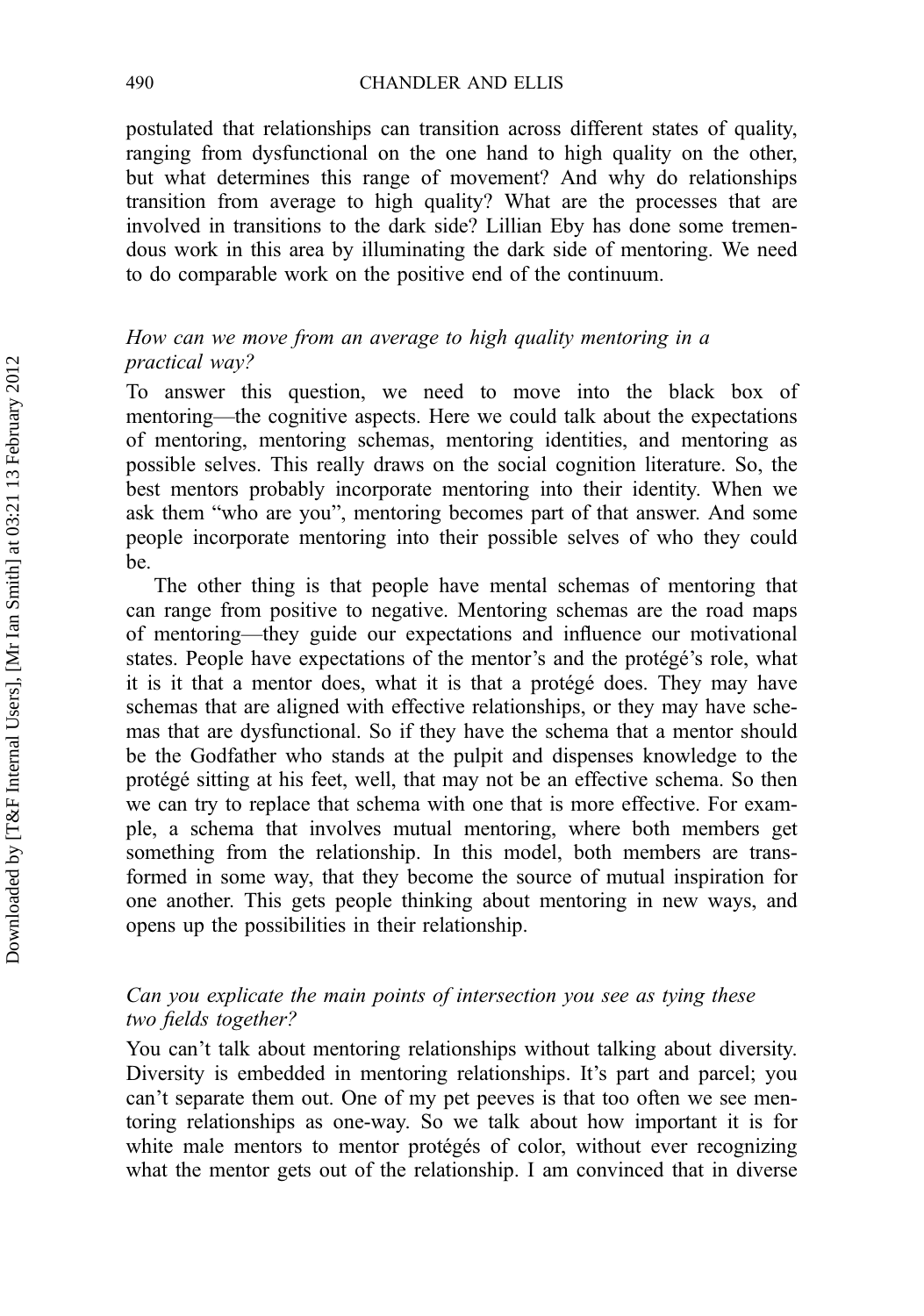postulated that relationships can transition across different states of quality, ranging from dysfunctional on the one hand to high quality on the other, but what determines this range of movement? And why do relationships transition from average to high quality? What are the processes that are involved in transitions to the dark side? Lillian Eby has done some tremendous work in this area by illuminating the dark side of mentoring. We need to do comparable work on the positive end of the continuum.

### *How can we move from an average to high quality mentoring in a practical way?*

To answer this question, we need to move into the black box of mentoring—the cognitive aspects. Here we could talk about the expectations of mentoring, mentoring schemas, mentoring identities, and mentoring as possible selves. This really draws on the social cognition literature. So, the best mentors probably incorporate mentoring into their identity. When we ask them "who are you", mentoring becomes part of that answer. And some people incorporate mentoring into their possible selves of who they could be.

The other thing is that people have mental schemas of mentoring that can range from positive to negative. Mentoring schemas are the road maps of mentoring—they guide our expectations and influence our motivational states. People have expectations of the mentor's and the protégé's role, what it is it that a mentor does, what it is that a protégé does. They may have schemas that are aligned with effective relationships, or they may have schemas that are dysfunctional. So if they have the schema that a mentor should be the Godfather who stands at the pulpit and dispenses knowledge to the protégé sitting at his feet, well, that may not be an effective schema. So then we can try to replace that schema with one that is more effective. For example, a schema that involves mutual mentoring, where both members get something from the relationship. In this model, both members are transformed in some way, that they become the source of mutual inspiration for one another. This gets people thinking about mentoring in new ways, and opens up the possibilities in their relationship.

### *Can you explicate the main points of intersection you see as tying these two fields together?*

You can't talk about mentoring relationships without talking about diversity. Diversity is embedded in mentoring relationships. It's part and parcel; you can't separate them out. One of my pet peeves is that too often we see mentoring relationships as one-way. So we talk about how important it is for white male mentors to mentor protégés of color, without ever recognizing what the mentor gets out of the relationship. I am convinced that in diverse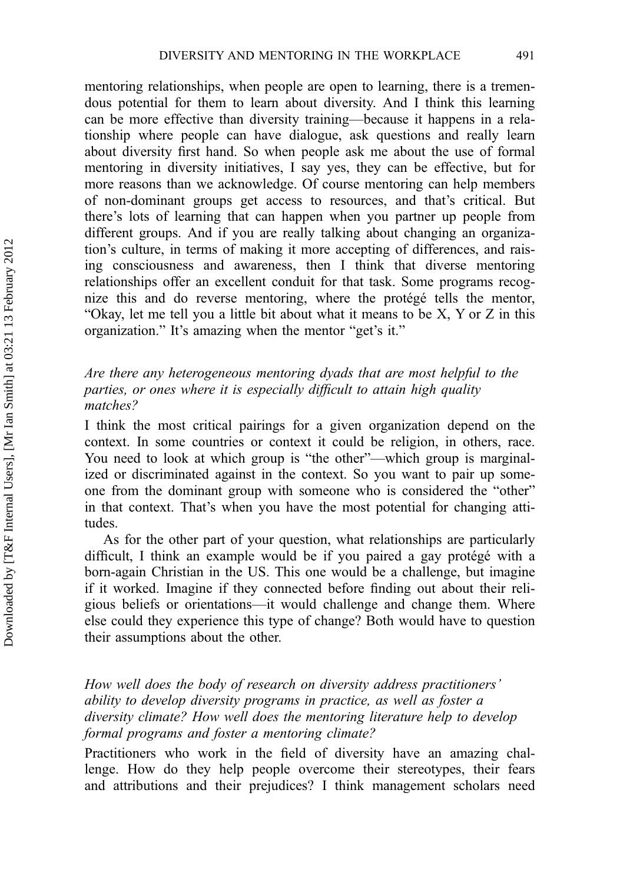mentoring relationships, when people are open to learning, there is a tremendous potential for them to learn about diversity. And I think this learning can be more effective than diversity training—because it happens in a relationship where people can have dialogue, ask questions and really learn about diversity first hand. So when people ask me about the use of formal mentoring in diversity initiatives, I say yes, they can be effective, but for more reasons than we acknowledge. Of course mentoring can help members of non-dominant groups get access to resources, and that's critical. But there's lots of learning that can happen when you partner up people from different groups. And if you are really talking about changing an organization's culture, in terms of making it more accepting of differences, and raising consciousness and awareness, then I think that diverse mentoring relationships offer an excellent conduit for that task. Some programs recognize this and do reverse mentoring, where the protégé tells the mentor, "Okay, let me tell you a little bit about what it means to be X, Y or Z in this organization." It's amazing when the mentor "get's it."

*Are there any heterogeneous mentoring dyads that are most helpful to the parties, or ones where it is especially difficult to attain high quality matches?*

I think the most critical pairings for a given organization depend on the context. In some countries or context it could be religion, in others, race. You need to look at which group is "the other"—which group is marginalized or discriminated against in the context. So you want to pair up someone from the dominant group with someone who is considered the "other" in that context. That's when you have the most potential for changing attitudes.

As for the other part of your question, what relationships are particularly difficult, I think an example would be if you paired a gay protégé with a born-again Christian in the US. This one would be a challenge, but imagine if it worked. Imagine if they connected before finding out about their religious beliefs or orientations—it would challenge and change them. Where else could they experience this type of change? Both would have to question their assumptions about the other.

*How well does the body of research on diversity address practitioners' ability to develop diversity programs in practice, as well as foster a diversity climate? How well does the mentoring literature help to develop formal programs and foster a mentoring climate?*

Practitioners who work in the field of diversity have an amazing challenge. How do they help people overcome their stereotypes, their fears and attributions and their prejudices? I think management scholars need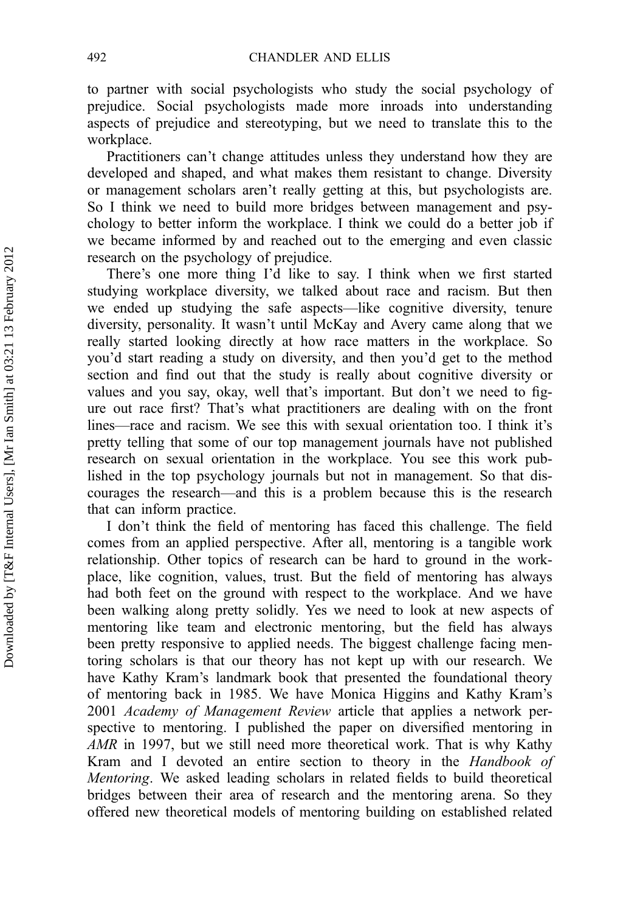to partner with social psychologists who study the social psychology of prejudice. Social psychologists made more inroads into understanding aspects of prejudice and stereotyping, but we need to translate this to the workplace.

Practitioners can't change attitudes unless they understand how they are developed and shaped, and what makes them resistant to change. Diversity or management scholars aren't really getting at this, but psychologists are. So I think we need to build more bridges between management and psychology to better inform the workplace. I think we could do a better job if we became informed by and reached out to the emerging and even classic research on the psychology of prejudice.

There's one more thing I'd like to say. I think when we first started studying workplace diversity, we talked about race and racism. But then we ended up studying the safe aspects—like cognitive diversity, tenure diversity, personality. It wasn't until McKay and Avery came along that we really started looking directly at how race matters in the workplace. So you'd start reading a study on diversity, and then you'd get to the method section and find out that the study is really about cognitive diversity or values and you say, okay, well that's important. But don't we need to figure out race first? That's what practitioners are dealing with on the front lines—race and racism. We see this with sexual orientation too. I think it's pretty telling that some of our top management journals have not published research on sexual orientation in the workplace. You see this work published in the top psychology journals but not in management. So that discourages the research—and this is a problem because this is the research that can inform practice.

I don't think the field of mentoring has faced this challenge. The field comes from an applied perspective. After all, mentoring is a tangible work relationship. Other topics of research can be hard to ground in the workplace, like cognition, values, trust. But the field of mentoring has always had both feet on the ground with respect to the workplace. And we have been walking along pretty solidly. Yes we need to look at new aspects of mentoring like team and electronic mentoring, but the field has always been pretty responsive to applied needs. The biggest challenge facing mentoring scholars is that our theory has not kept up with our research. We have Kathy Kram's landmark book that presented the foundational theory of mentoring back in 1985. We have Monica Higgins and Kathy Kram's 2001 *Academy of Management Review* article that applies a network perspective to mentoring. I published the paper on diversified mentoring in *AMR* in 1997, but we still need more theoretical work. That is why Kathy Kram and I devoted an entire section to theory in the *Handbook of Mentoring*. We asked leading scholars in related fields to build theoretical bridges between their area of research and the mentoring arena. So they offered new theoretical models of mentoring building on established related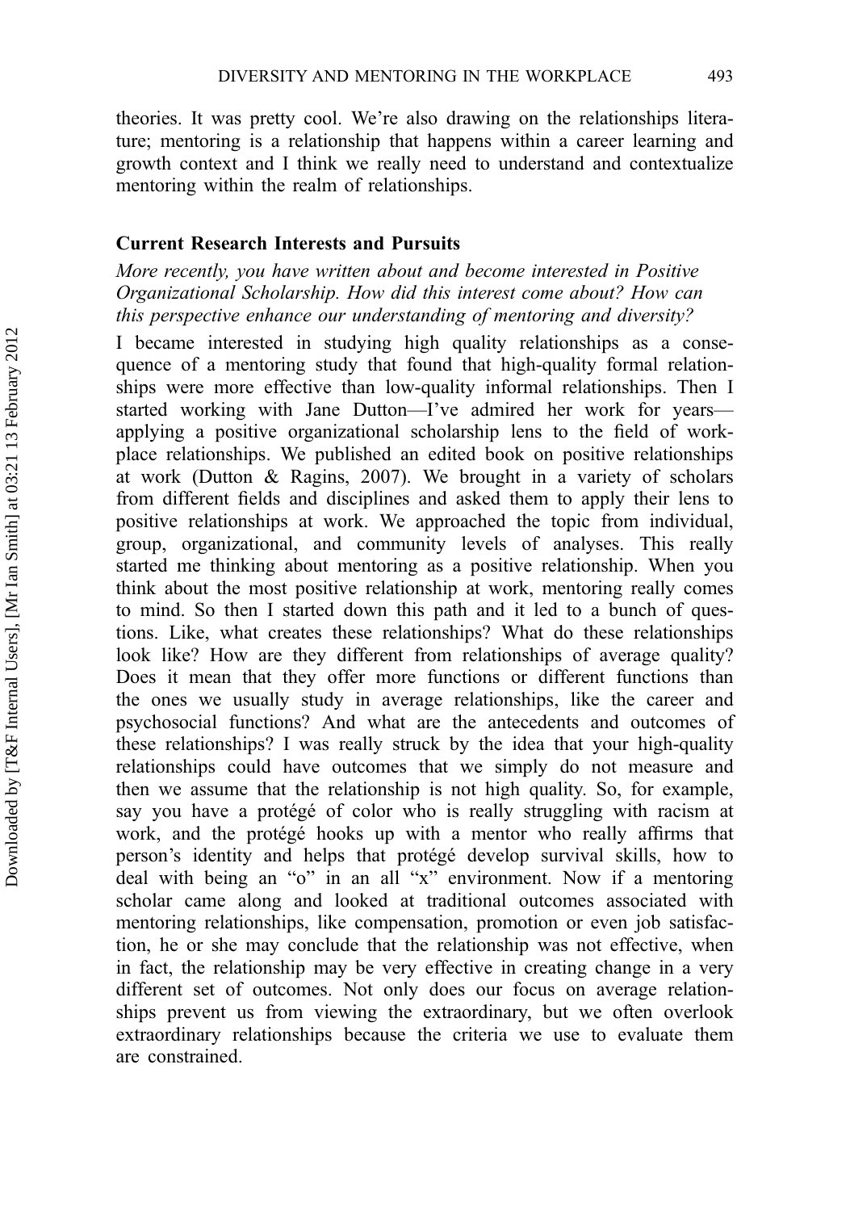theories. It was pretty cool. We're also drawing on the relationships literature; mentoring is a relationship that happens within a career learning and growth context and I think we really need to understand and contextualize mentoring within the realm of relationships.

## Current Research Interests and Pursuits

*More recently, you have written about and become interested in Positive Organizational Scholarship. How did this interest come about? How can this perspective enhance our understanding of mentoring and diversity?*

I became interested in studying high quality relationships as a consequence of a mentoring study that found that high-quality formal relationships were more effective than low-quality informal relationships. Then I started working with Jane Dutton—I've admired her work for years—applying a positive organizational scholarship lens to the field of workplace relationships. We published an edited book on positive relationships at work (Dutton & Ragins, 2007). We brought in a variety of scholars from different fields and disciplines and asked them to apply their lens to positive relationships at work. We approached the topic from individual, group, organizational, and community levels of analyses. This really started me thinking about mentoring as a positive relationship. When you think about the most positive relationship at work, mentoring really comes to mind. So then I started down this path and it led to a bunch of questions. Like, what creates these relationships? What do these relationships look like? How are they different from relationships of average quality? Does it mean that they offer more functions or different functions than the ones we usually study in average relationships, like the career and psychosocial functions? And what are the antecedents and outcomes of these relationships? I was really struck by the idea that your high-quality relationships could have outcomes that we simply do not measure and then we assume that the relationship is not high quality. So, for example, say you have a protégé of color who is really struggling with racism at work, and the protégé hooks up with a mentor who really affirms that person's identity and helps that protégé develop survival skills, how to deal with being an "o" in an all "x" environment. Now if a mentoring scholar came along and looked at traditional outcomes associated with mentoring relationships, like compensation, promotion or even job satisfaction, he or she may conclude that the relationship was not effective, when in fact, the relationship may be very effective in creating change in a very different set of outcomes. Not only does our focus on average relationships prevent us from viewing the extraordinary, but we often overlook extraordinary relationships because the criteria we use to evaluate them are constrained.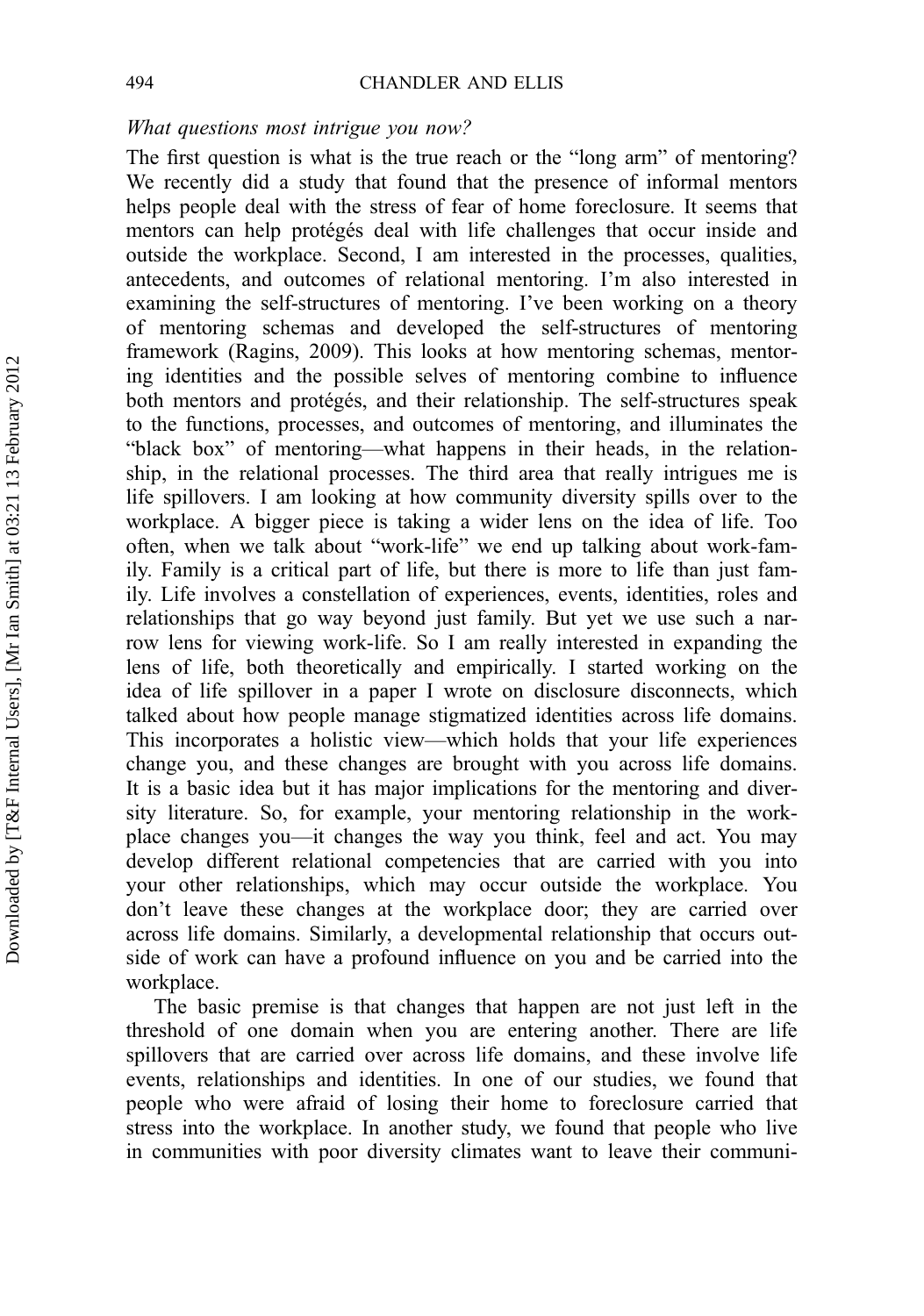*What questions most intrigue you now?*

The first question is what is the true reach or the "long arm" of mentoring? We recently did a study that found that the presence of informal mentors helps people deal with the stress of fear of home foreclosure. It seems that mentors can help protégés deal with life challenges that occur inside and outside the workplace. Second, I am interested in the processes, qualities, antecedents, and outcomes of relational mentoring. I'm also interested in examining the self-structures of mentoring. I've been working on a theory of mentoring schemas and developed the self-structures of mentoring framework (Ragins, 2009). This looks at how mentoring schemas, mentoring identities and the possible selves of mentoring combine to influence both mentors and protégés, and their relationship. The self-structures speak to the functions, processes, and outcomes of mentoring, and illuminates the "black box" of mentoring—what happens in their heads, in the relationship, in the relational processes. The third area that really intrigues me is life spillovers. I am looking at how community diversity spills over to the workplace. A bigger piece is taking a wider lens on the idea of life. Too often, when we talk about "work-life" we end up talking about work-family. Family is a critical part of life, but there is more to life than just family. Life involves a constellation of experiences, events, identities, roles and relationships that go way beyond just family. But yet we use such a narrow lens for viewing work-life. So I am really interested in expanding the lens of life, both theoretically and empirically. I started working on the idea of life spillover in a paper I wrote on disclosure disconnects, which talked about how people manage stigmatized identities across life domains. This incorporates a holistic view—which holds that your life experiences change you, and these changes are brought with you across life domains. It is a basic idea but it has major implications for the mentoring and diversity literature. So, for example, your mentoring relationship in the workplace changes you—it changes the way you think, feel and act. You may develop different relational competencies that are carried with you into your other relationships, which may occur outside the workplace. You don't leave these changes at the workplace door; they are carried over across life domains. Similarly, a developmental relationship that occurs outside of work can have a profound influence on you and be carried into the workplace.

The basic premise is that changes that happen are not just left in the threshold of one domain when you are entering another. There are life spillovers that are carried over across life domains, and these involve life events, relationships and identities. In one of our studies, we found that people who were afraid of losing their home to foreclosure carried that stress into the workplace. In another study, we found that people who live in communities with poor diversity climates want to leave their communi-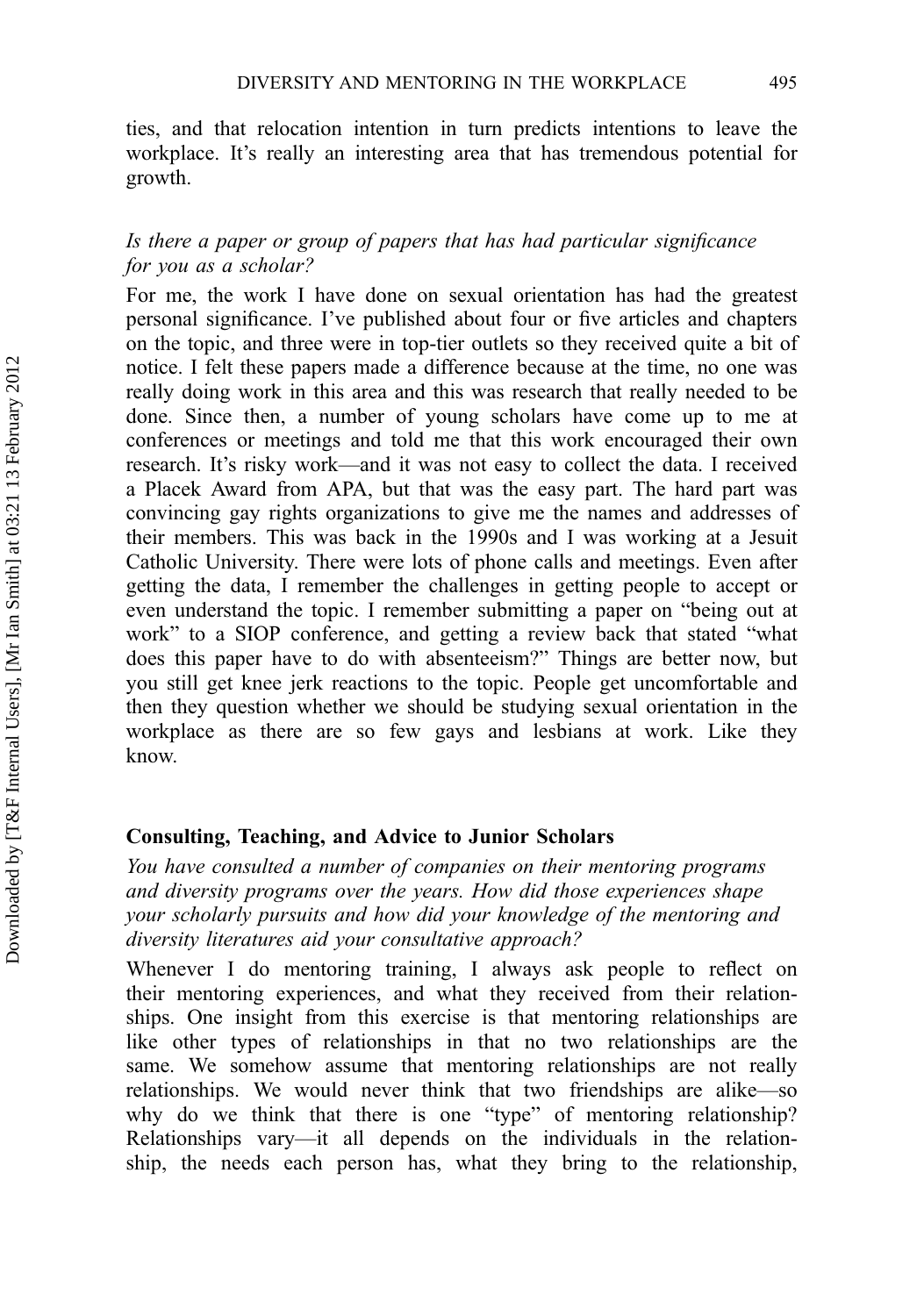ties, and that relocation intention in turn predicts intentions to leave the workplace. It's really an interesting area that has tremendous potential for growth.

*Is there a paper or group of papers that has had particular significance for you as a scholar?*

For me, the work I have done on sexual orientation has had the greatest personal significance. I've published about four or five articles and chapters on the topic, and three were in top-tier outlets so they received quite a bit of notice. I felt these papers made a difference because at the time, no one was really doing work in this area and this was research that really needed to be done. Since then, a number of young scholars have come up to me at conferences or meetings and told me that this work encouraged their own research. It's risky work—and it was not easy to collect the data. I received a Placek Award from APA, but that was the easy part. The hard part was convincing gay rights organizations to give me the names and addresses of their members. This was back in the 1990s and I was working at a Jesuit Catholic University. There were lots of phone calls and meetings. Even after getting the data, I remember the challenges in getting people to accept or even understand the topic. I remember submitting a paper on "being out at work" to a SIOP conference, and getting a review back that stated "what does this paper have to do with absenteeism?" Things are better now, but you still get knee jerk reactions to the topic. People get uncomfortable and then they question whether we should be studying sexual orientation in the workplace as there are so few gays and lesbians at work. Like they know.

## Consulting, Teaching, and Advice to Junior Scholars

*You have consulted a number of companies on their mentoring programs and diversity programs over the years. How did those experiences shape your scholarly pursuits and how did your knowledge of the mentoring and diversity literatures aid your consultative approach?*

Whenever I do mentoring training, I always ask people to reflect on their mentoring experiences, and what they received from their relationships. One insight from this exercise is that mentoring relationships are like other types of relationships in that no two relationships are the same. We somehow assume that mentoring relationships are not really relationships. We would never think that two friendships are alike—so why do we think that there is one "type" of mentoring relationship? Relationships vary—it all depends on the individuals in the relationship, the needs each person has, what they bring to the relationship,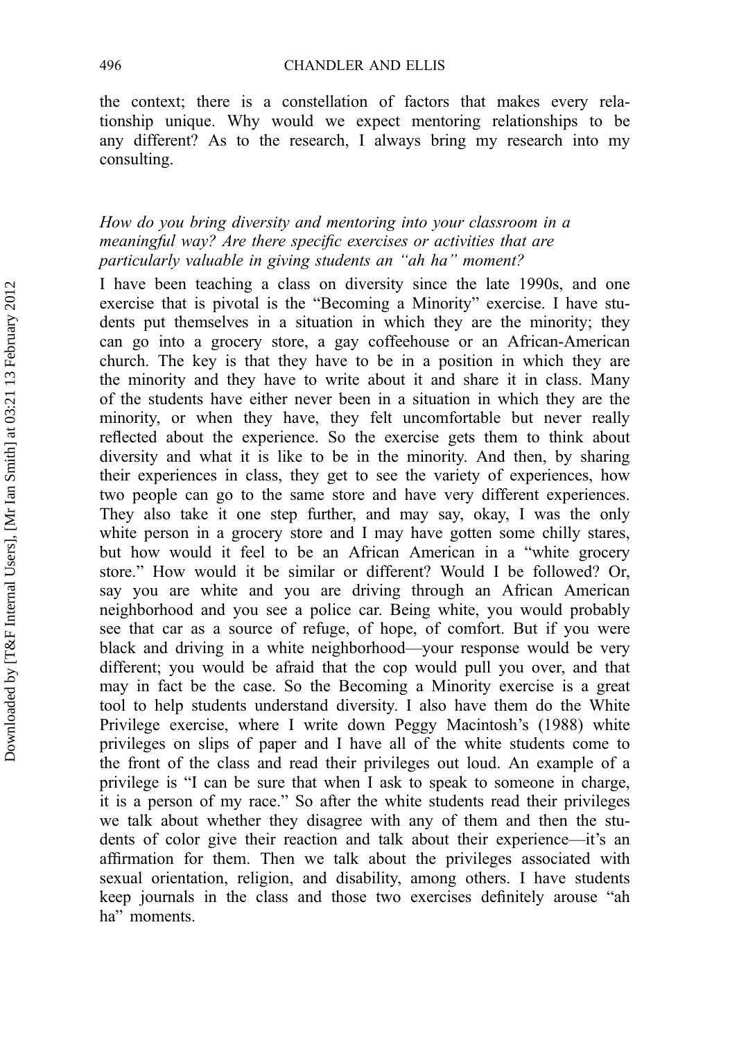the context; there is a constellation of factors that makes every relationship unique. Why would we expect mentoring relationships to be any different? As to the research, I always bring my research into my consulting.

*How do you bring diversity and mentoring into your classroom in a meaningful way? Are there specific exercises or activities that are particularly valuable in giving students an "ah ha" moment?*

I have been teaching a class on diversity since the late 1990s, and one exercise that is pivotal is the "Becoming a Minority" exercise. I have students put themselves in a situation in which they are the minority; they can go into a grocery store, a gay coffeehouse or an African-American church. The key is that they have to be in a position in which they are the minority and they have to write about it and share it in class. Many of the students have either never been in a situation in which they are the minority, or when they have, they felt uncomfortable but never really reflected about the experience. So the exercise gets them to think about diversity and what it is like to be in the minority. And then, by sharing their experiences in class, they get to see the variety of experiences, how two people can go to the same store and have very different experiences. They also take it one step further, and may say, okay, I was the only white person in a grocery store and I may have gotten some chilly stares, but how would it feel to be an African American in a "white grocery store." How would it be similar or different? Would I be followed? Or, say you are white and you are driving through an African American neighborhood and you see a police car. Being white, you would probably see that car as a source of refuge, of hope, of comfort. But if you were black and driving in a white neighborhood—your response would be very different; you would be afraid that the cop would pull you over, and that may in fact be the case. So the Becoming a Minority exercise is a great tool to help students understand diversity. I also have them do the White Privilege exercise, where I write down Peggy Macintosh's (1988) white privileges on slips of paper and I have all of the white students come to the front of the class and read their privileges out loud. An example of a privilege is "I can be sure that when I ask to speak to someone in charge, it is a person of my race." So after the white students read their privileges we talk about whether they disagree with any of them and then the students of color give their reaction and talk about their experience—it's an affirmation for them. Then we talk about the privileges associated with sexual orientation, religion, and disability, among others. I have students keep journals in the class and those two exercises definitely arouse "ah ha" moments.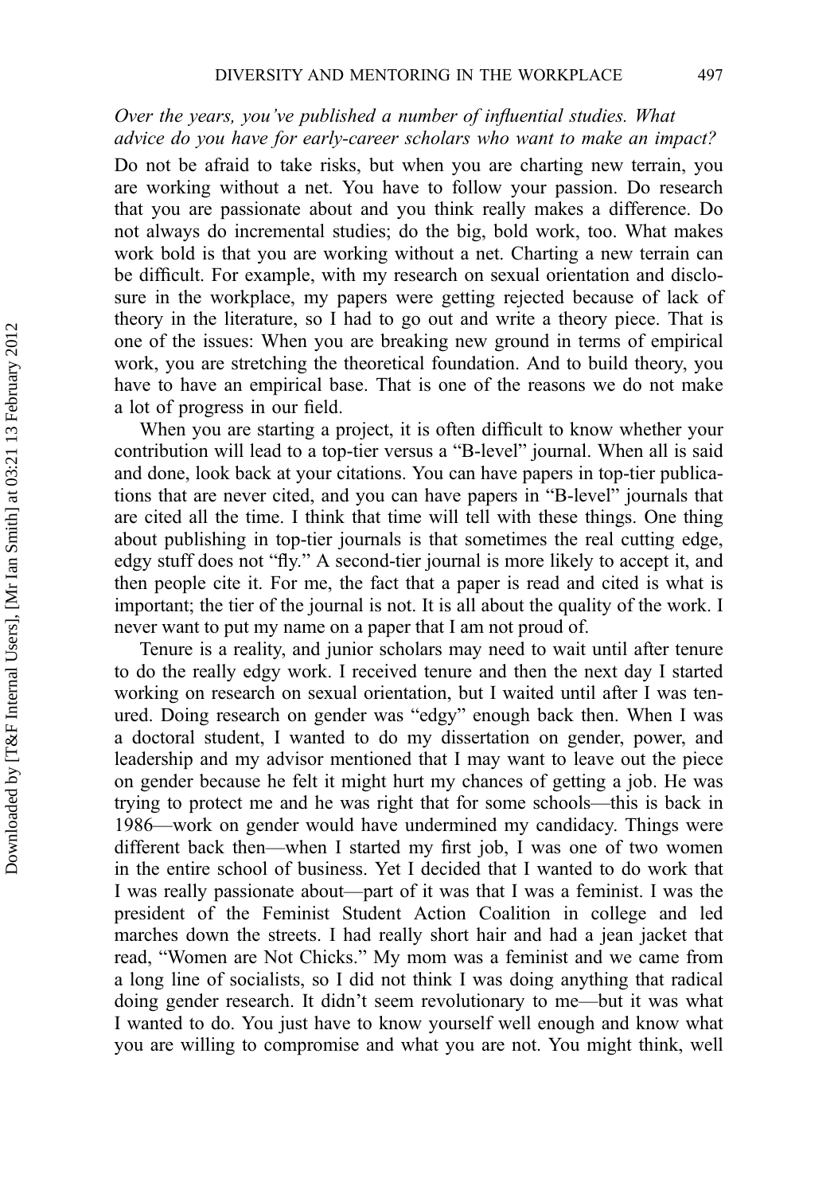*Over the years, you've published a number of influential studies. What advice do you have for early-career scholars who want to make an impact?*

Do not be afraid to take risks, but when you are charting new terrain, you are working without a net. You have to follow your passion. Do research that you are passionate about and you think really makes a difference. Do not always do incremental studies; do the big, bold work, too. What makes work bold is that you are working without a net. Charting a new terrain can be difficult. For example, with my research on sexual orientation and disclosure in the workplace, my papers were getting rejected because of lack of theory in the literature, so I had to go out and write a theory piece. That is one of the issues: When you are breaking new ground in terms of empirical work, you are stretching the theoretical foundation. And to build theory, you have to have an empirical base. That is one of the reasons we do not make a lot of progress in our field.

When you are starting a project, it is often difficult to know whether your contribution will lead to a top-tier versus a "B-level" journal. When all is said and done, look back at your citations. You can have papers in top-tier publications that are never cited, and you can have papers in "B-level" journals that are cited all the time. I think that time will tell with these things. One thing about publishing in top-tier journals is that sometimes the real cutting edge, edgy stuff does not "fly." A second-tier journal is more likely to accept it, and then people cite it. For me, the fact that a paper is read and cited is what is important; the tier of the journal is not. It is all about the quality of the work. I never want to put my name on a paper that I am not proud of.

Tenure is a reality, and junior scholars may need to wait until after tenure to do the really edgy work. I received tenure and then the next day I started working on research on sexual orientation, but I waited until after I was tenured. Doing research on gender was "edgy" enough back then. When I was a doctoral student, I wanted to do my dissertation on gender, power, and leadership and my advisor mentioned that I may want to leave out the piece on gender because he felt it might hurt my chances of getting a job. He was trying to protect me and he was right that for some schools—this is back in 1986—work on gender would have undermined my candidacy. Things were different back then—when I started my first job, I was one of two women in the entire school of business. Yet I decided that I wanted to do work that I was really passionate about—part of it was that I was a feminist. I was the president of the Feminist Student Action Coalition in college and led marches down the streets. I had really short hair and had a jean jacket that read, "Women are Not Chicks." My mom was a feminist and we came from a long line of socialists, so I did not think I was doing anything that radical doing gender research. It didn't seem revolutionary to me—but it was what I wanted to do. You just have to know yourself well enough and know what you are willing to compromise and what you are not. You might think, well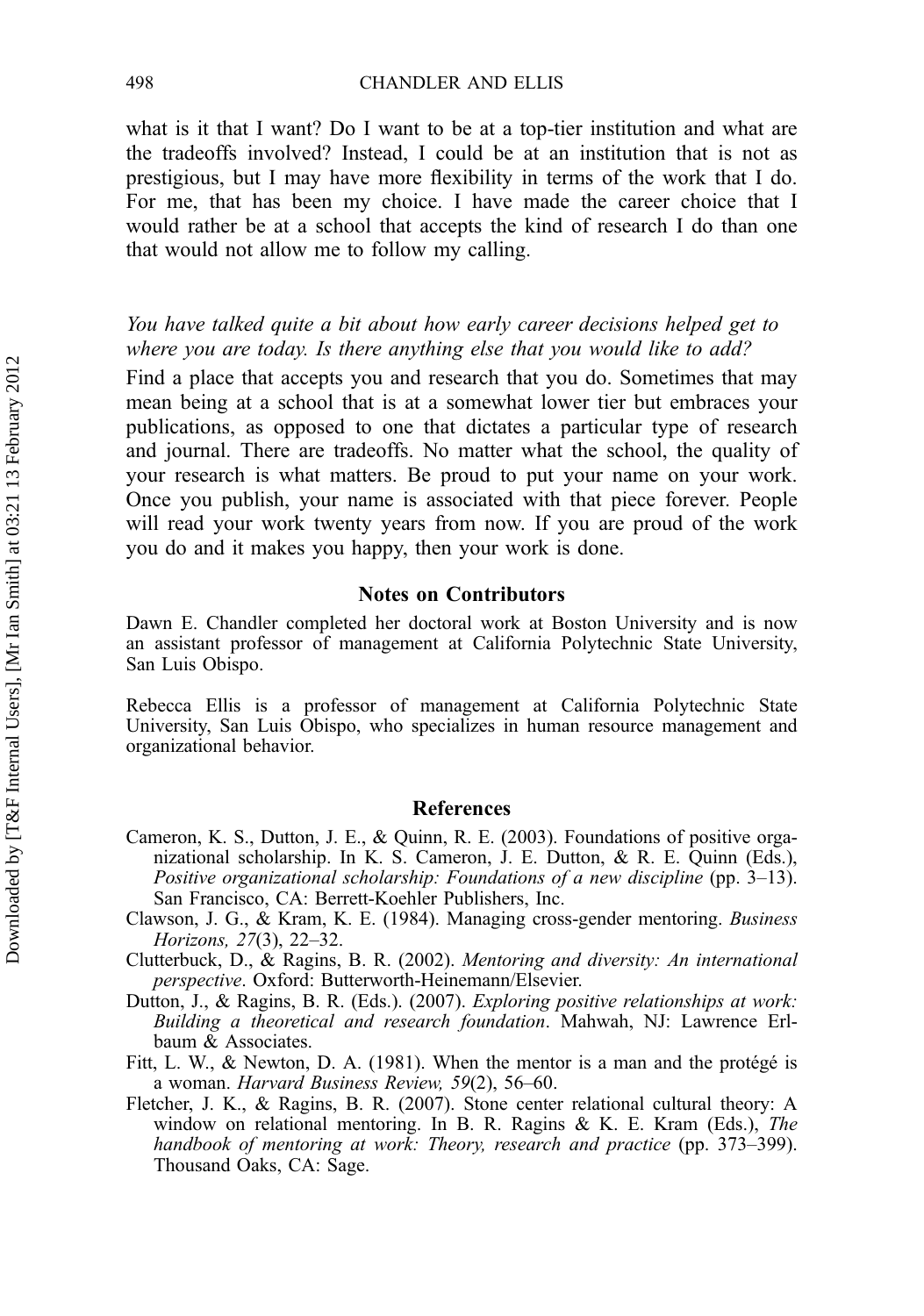what is it that I want? Do I want to be at a top-tier institution and what are the tradeoffs involved? Instead, I could be at an institution that is not as prestigious, but I may have more flexibility in terms of the work that I do. For me, that has been my choice. I have made the career choice that I would rather be at a school that accepts the kind of research I do than one that would not allow me to follow my calling.

*You have talked quite a bit about how early career decisions helped get to where you are today. Is there anything else that you would like to add?*

Find a place that accepts you and research that you do. Sometimes that may mean being at a school that is at a somewhat lower tier but embraces your publications, as opposed to one that dictates a particular type of research and journal. There are tradeoffs. No matter what the school, the quality of your research is what matters. Be proud to put your name on your work. Once you publish, your name is associated with that piece forever. People will read your work twenty years from now. If you are proud of the work you do and it makes you happy, then your work is done.

## Notes on Contributors

Dawn E. Chandler completed her doctoral work at Boston University and is now an assistant professor of management at California Polytechnic State University, San Luis Obispo.

Rebecca Ellis is a professor of management at California Polytechnic State University, San Luis Obispo, who specializes in human resource management and organizational behavior.

## References

Cameron, K. S., Dutton, J. E., & Quinn, R. E. (2003). Foundations of positive organizational scholarship. In K. S. Cameron, J. E. Dutton, & R. E. Quinn (Eds.), *Positive organizational scholarship: Foundations of a new discipline* (pp. 3–13). San Francisco, CA: Berrett-Koehler Publishers, Inc.

Clawson, J. G., & Kram, K. E. (1984). Managing cross-gender mentoring. *Business Horizons, 27*(3), 22–32.

Clutterbuck, D., & Ragins, B. R. (2002). *Mentoring and diversity: An international perspective*. Oxford: Butterworth-Heinemann/Elsevier.

Dutton, J., & Ragins, B. R. (Eds.). (2007). *Exploring positive relationships at work: Building a theoretical and research foundation*. Mahwah, NJ: Lawrence Erlbaum & Associates.

Fitt, L. W., & Newton, D. A. (1981). When the mentor is a man and the protégé is a woman. *Harvard Business Review, 59*(2), 56–60.

Fletcher, J. K., & Ragins, B. R. (2007). Stone center relational cultural theory: A window on relational mentoring. In B. R. Ragins & K. E. Kram (Eds.), *The handbook of mentoring at work: Theory, research and practice* (pp. 373–399). Thousand Oaks, CA: Sage.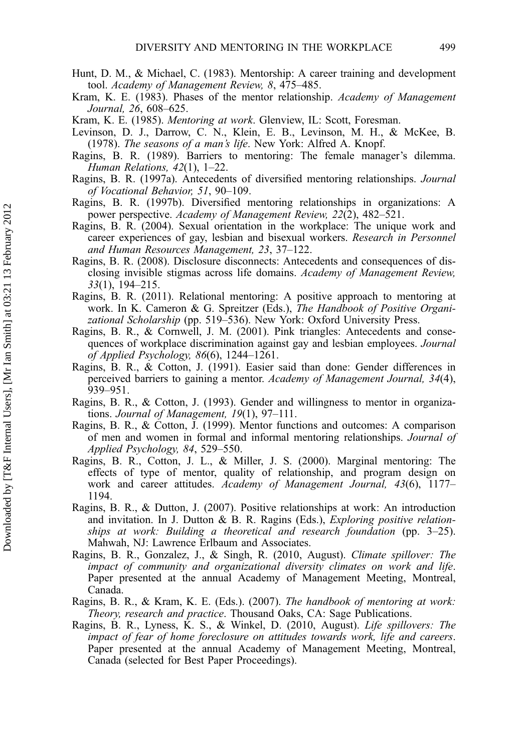Hunt, D. M., & Michael, C. (1983). Mentorship: A career training and development tool. *Academy of Management Review, 8*, 475–485.

Kram, K. E. (1983). Phases of the mentor relationship. *Academy of Management Journal, 26*, 608–625.

Kram, K. E. (1985). *Mentoring at work*. Glenview, IL: Scott, Foresman.

Levinson, D. J., Darrow, C. N., Klein, E. B., Levinson, M. H., & McKee, B. (1978). *The seasons of a man's life*. New York: Alfred A. Knopf.

Ragins, B. R. (1989). Barriers to mentoring: The female manager's dilemma. *Human Relations, 42*(1), 1–22.

Ragins, B. R. (1997a). Antecedents of diversified mentoring relationships. *Journal of Vocational Behavior, 51*, 90–109.

Ragins, B. R. (1997b). Diversified mentoring relationships in organizations: A power perspective. *Academy of Management Review, 22*(2), 482–521.

Ragins, B. R. (2004). Sexual orientation in the workplace: The unique work and career experiences of gay, lesbian and bisexual workers. *Research in Personnel and Human Resources Management, 23*, 37–122.

Ragins, B. R. (2008). Disclosure disconnects: Antecedents and consequences of disclosing invisible stigmas across life domains. *Academy of Management Review, 33*(1), 194–215.

Ragins, B. R. (2011). Relational mentoring: A positive approach to mentoring at work. In K. Cameron & G. Spreitzer (Eds.), *The Handbook of Positive Organizational Scholarship* (pp. 519–536). New York: Oxford University Press.

Ragins, B. R., & Cornwell, J. M. (2001). Pink triangles: Antecedents and consequences of workplace discrimination against gay and lesbian employees. *Journal of Applied Psychology, 86*(6), 1244–1261.

Ragins, B. R., & Cotton, J. (1991). Easier said than done: Gender differences in perceived barriers to gaining a mentor. *Academy of Management Journal, 34*(4), 939–951.

Ragins, B. R., & Cotton, J. (1993). Gender and willingness to mentor in organizations. *Journal of Management, 19*(1), 97–111.

Ragins, B. R., & Cotton, J. (1999). Mentor functions and outcomes: A comparison of men and women in formal and informal mentoring relationships. *Journal of Applied Psychology, 84*, 529–550.

Ragins, B. R., Cotton, J. L., & Miller, J. S. (2000). Marginal mentoring: The effects of type of mentor, quality of relationship, and program design on work and career attitudes. *Academy of Management Journal, 43*(6), 1177–1194.

Ragins, B. R., & Dutton, J. (2007). Positive relationships at work: An introduction and invitation. In J. Dutton & B. R. Ragins (Eds.), *Exploring positive relationships at work: Building a theoretical and research foundation* (pp. 3–25). Mahwah, NJ: Lawrence Erlbaum and Associates.

Ragins, B. R., Gonzalez, J., & Singh, R. (2010, August). *Climate spillover: The impact of community and organizational diversity climates on work and life*. Paper presented at the annual Academy of Management Meeting, Montreal, Canada.

Ragins, B. R., & Kram, K. E. (Eds.). (2007). *The handbook of mentoring at work: Theory, research and practice*. Thousand Oaks, CA: Sage Publications.

Ragins, B. R., Lyness, K. S., & Winkel, D. (2010, August). *Life spillovers: The impact of fear of home foreclosure on attitudes towards work, life and careers*. Paper presented at the annual Academy of Management Meeting, Montreal, Canada (selected for Best Paper Proceedings).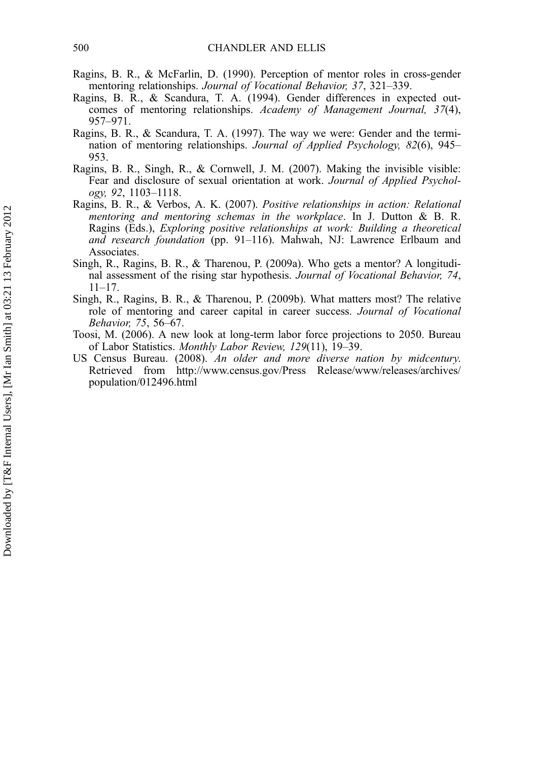Ragins, B. R., & McFarlin, D. (1990). Perception of mentor roles in cross-gender mentoring relationships. *Journal of Vocational Behavior, 37*, 321–339.

Ragins, B. R., & Scandura, T. A. (1994). Gender differences in expected outcomes of mentoring relationships. *Academy of Management Journal, 37*(4), 957–971.

Ragins, B. R., & Scandura, T. A. (1997). The way we were: Gender and the termination of mentoring relationships. *Journal of Applied Psychology, 82*(6), 945–953.

Ragins, B. R., Singh, R., & Cornwell, J. M. (2007). Making the invisible visible: Fear and disclosure of sexual orientation at work. *Journal of Applied Psychology, 92*, 1103–1118.

Ragins, B. R., & Verbos, A. K. (2007). *Positive relationships in action: Relational mentoring and mentoring schemas in the workplace*. In J. Dutton & B. R. Ragins (Eds.), *Exploring positive relationships at work: Building a theoretical and research foundation* (pp. 91–116). Mahwah, NJ: Lawrence Erlbaum and Associates.

Singh, R., Ragins, B. R., & Tharenou, P. (2009a). Who gets a mentor? A longitudinal assessment of the rising star hypothesis. *Journal of Vocational Behavior, 74*, 11–17.

Singh, R., Ragins, B. R., & Tharenou, P. (2009b). What matters most? The relative role of mentoring and career capital in career success. *Journal of Vocational Behavior, 75*, 56–67.

Toosi, M. (2006). A new look at long-term labor force projections to 2050. Bureau of Labor Statistics. *Monthly Labor Review, 129*(11), 19–39.

US Census Bureau. (2008). *An older and more diverse nation by midcentury.* Retrieved from http://www.census.gov/Press Release/www/releases/archives/population/012496.html